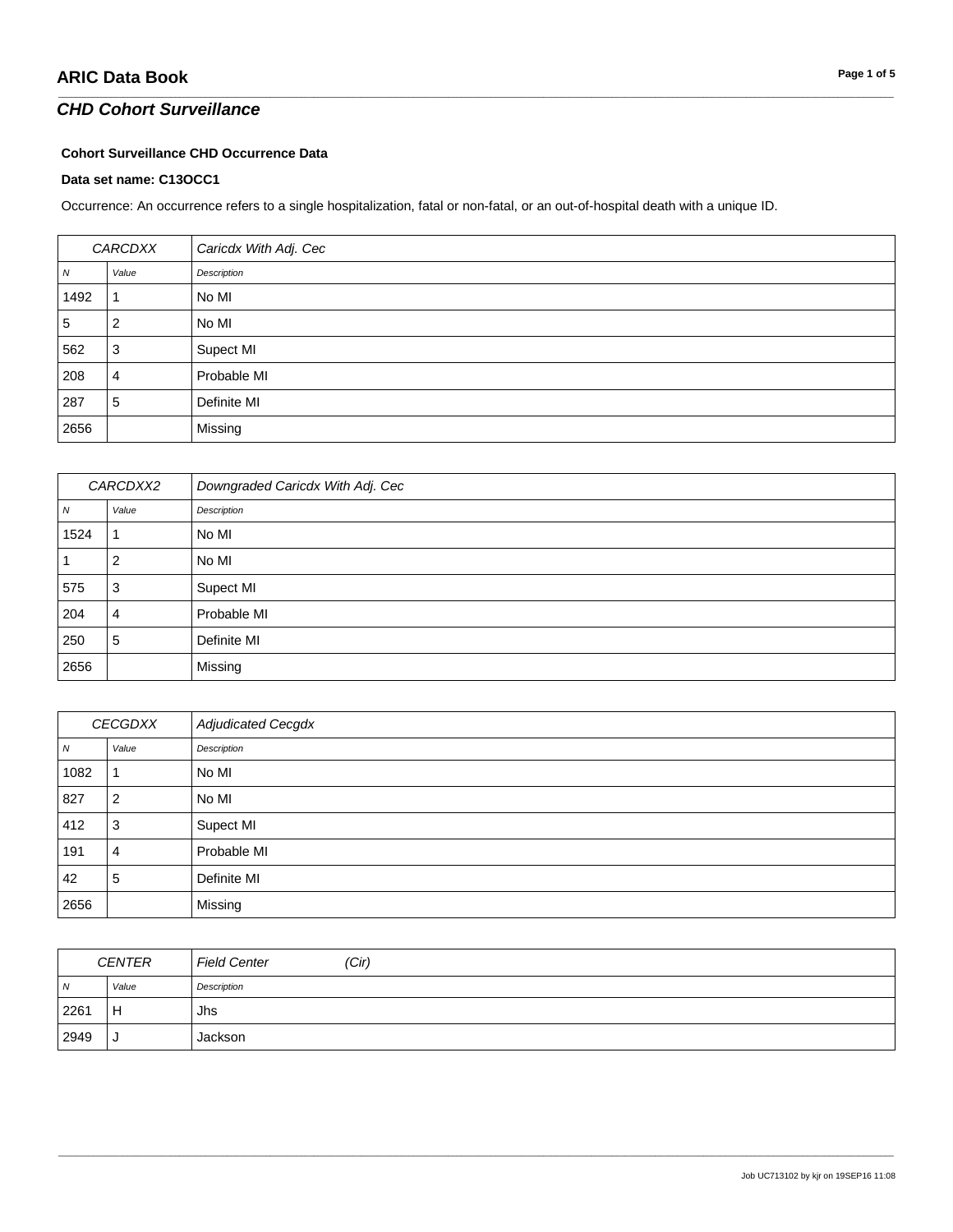# ARIC Data Book

## *CHD Cohort Surveillance*

**Cohort Surveillance CHD Occurrence Data**

**Data set name: C13OCC1**

Occurrence: An occurrence refers to a single hospitalization, fatal or non-fatal, or an out-of-hospital death with a unique ID.

| *CARCDXX* | | *Caricdx With Adj. Cec* |
|---|---|---|
| *N* | *Value* | *Description* |
| 1492 | 1 | No MI |
| 5 | 2 | No MI |
| 562 | 3 | Supect MI |
| 208 | 4 | Probable MI |
| 287 | 5 | Definite MI |
| 2656 | | Missing |

| *CARCDXX2* | | *Downgraded Caricdx With Adj. Cec* |
|---|---|---|
| *N* | *Value* | *Description* |
| 1524 | 1 | No MI |
| 1 | 2 | No MI |
| 575 | 3 | Supect MI |
| 204 | 4 | Probable MI |
| 250 | 5 | Definite MI |
| 2656 | | Missing |

| *CECGDXX* | | *Adjudicated Cecgdx* |
|---|---|---|
| *N* | *Value* | *Description* |
| 1082 | 1 | No MI |
| 827 | 2 | No MI |
| 412 | 3 | Supect MI |
| 191 | 4 | Probable MI |
| 42 | 5 | Definite MI |
| 2656 | | Missing |

| *CENTER* | | *Field Center (Cir)* |
|---|---|---|
| *N* | *Value* | *Description* |
| 2261 | H | Jhs |
| 2949 | J | Jackson |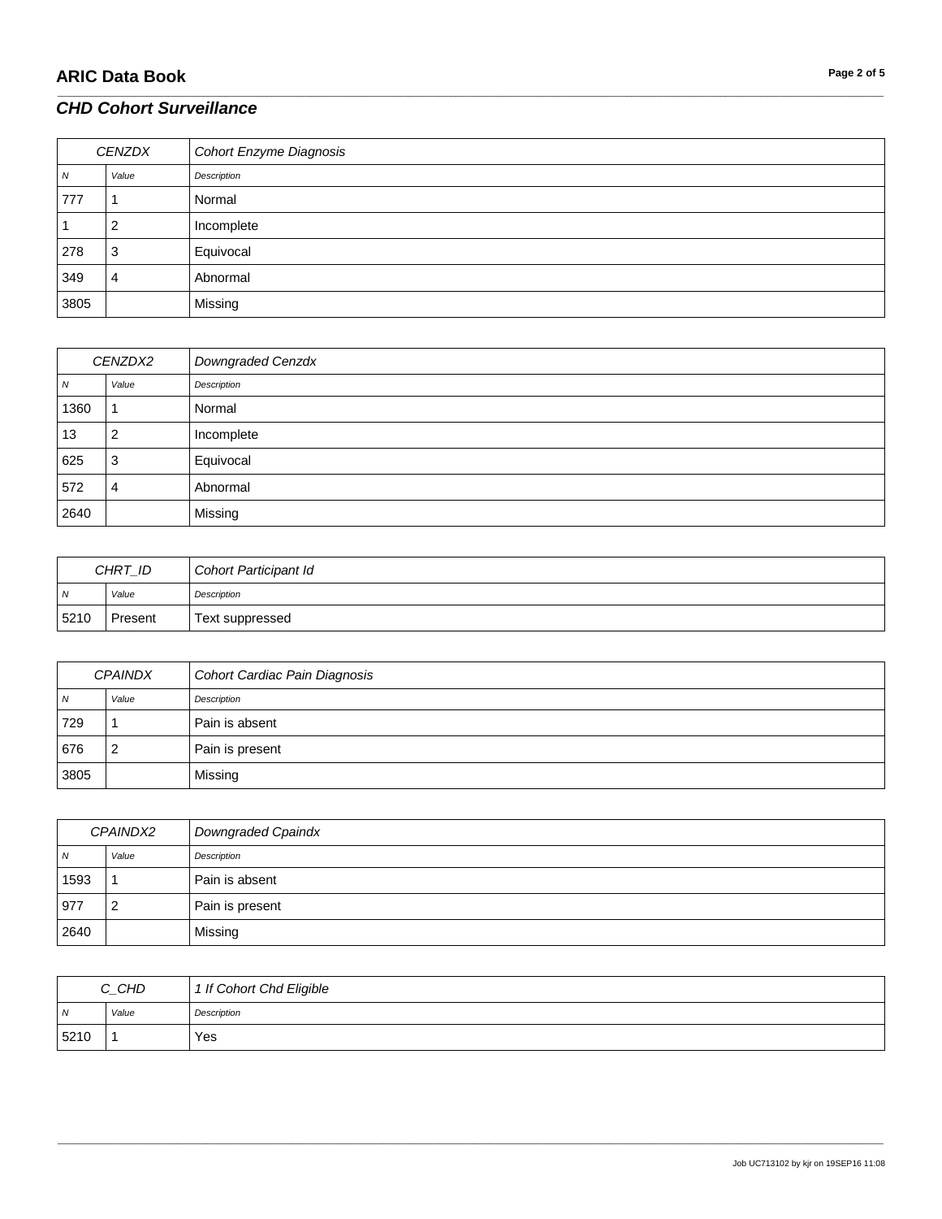## CHD Cohort Surveillance

| CENZDX | | Cohort Enzyme Diagnosis |
|---|---|---|
| N | Value | Description |
| 777 | 1 | Normal |
| 1 | 2 | Incomplete |
| 278 | 3 | Equivocal |
| 349 | 4 | Abnormal |
| 3805 | | Missing |

| CENZDX2 | | Downgraded Cenzdx |
|---|---|---|
| N | Value | Description |
| 1360 | 1 | Normal |
| 13 | 2 | Incomplete |
| 625 | 3 | Equivocal |
| 572 | 4 | Abnormal |
| 2640 | | Missing |

| CHRT_ID | | Cohort Participant Id |
|---|---|---|
| N | Value | Description |
| 5210 | Present | Text suppressed |

| CPAINDX | | Cohort Cardiac Pain Diagnosis |
|---|---|---|
| N | Value | Description |
| 729 | 1 | Pain is absent |
| 676 | 2 | Pain is present |
| 3805 | | Missing |

| CPAINDX2 | | Downgraded Cpaindx |
|---|---|---|
| N | Value | Description |
| 1593 | 1 | Pain is absent |
| 977 | 2 | Pain is present |
| 2640 | | Missing |

| C_CHD | | 1 If Cohort Chd Eligible |
|---|---|---|
| N | Value | Description |
| 5210 | 1 | Yes |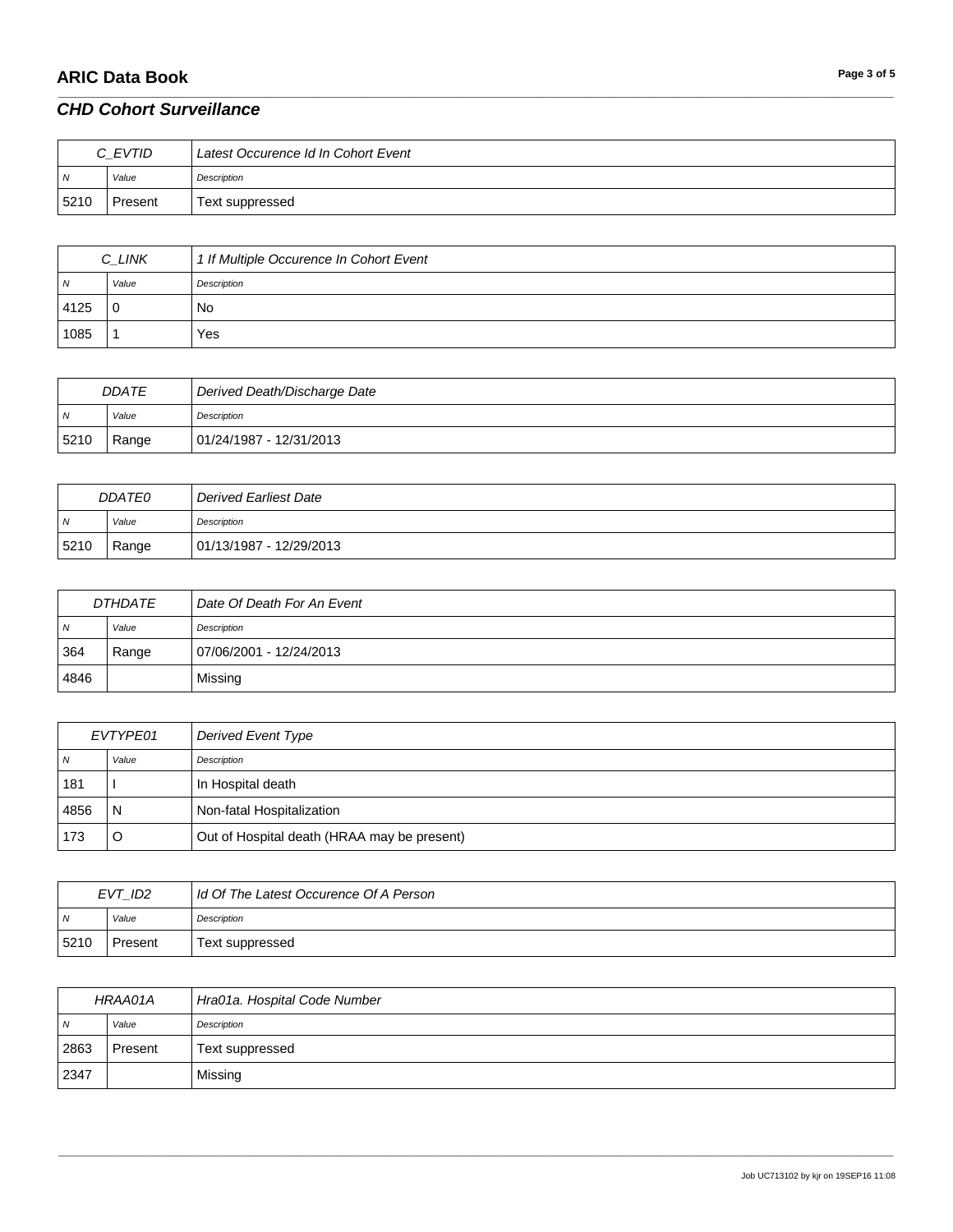## *CHD Cohort Surveillance*

| C_EVTID | | Latest Occurence Id In Cohort Event |
|---|---|---|
| N | Value | Description |
| 5210 | Present | Text suppressed |

| C_LINK | | 1 If Multiple Occurence In Cohort Event |
|---|---|---|
| N | Value | Description |
| 4125 | 0 | No |
| 1085 | 1 | Yes |

| DDATE | | Derived Death/Discharge Date |
|---|---|---|
| N | Value | Description |
| 5210 | Range | 01/24/1987 - 12/31/2013 |

| DDATE0 | | Derived Earliest Date |
|---|---|---|
| N | Value | Description |
| 5210 | Range | 01/13/1987 - 12/29/2013 |

| DTHDATE | | Date Of Death For An Event |
|---|---|---|
| N | Value | Description |
| 364 | Range | 07/06/2001 - 12/24/2013 |
| 4846 | | Missing |

| EVTYPE01 | | Derived Event Type |
|---|---|---|
| N | Value | Description |
| 181 | I | In Hospital death |
| 4856 | N | Non-fatal Hospitalization |
| 173 | O | Out of Hospital death (HRAA may be present) |

| EVT_ID2 | | Id Of The Latest Occurence Of A Person |
|---|---|---|
| N | Value | Description |
| 5210 | Present | Text suppressed |

| HRAA01A | | Hra01a. Hospital Code Number |
|---|---|---|
| N | Value | Description |
| 2863 | Present | Text suppressed |
| 2347 | | Missing |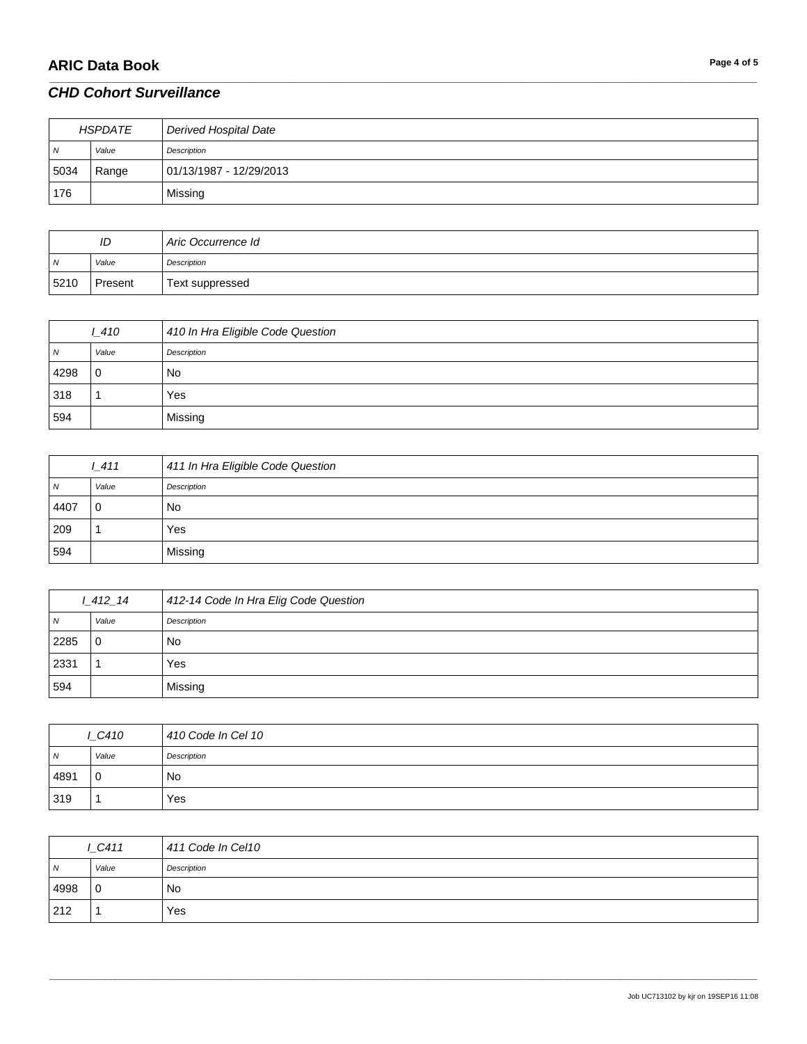## CHD Cohort Surveillance

| HSPDATE | | Derived Hospital Date |
|---|---|---|
| *N* | *Value* | *Description* |
| 5034 | Range | 01/13/1987 - 12/29/2013 |
| 176 | | Missing |

| ID | | Aric Occurrence Id |
|---|---|---|
| *N* | *Value* | *Description* |
| 5210 | Present | Text suppressed |

| I_410 | | 410 In Hra Eligible Code Question |
|---|---|---|
| *N* | *Value* | *Description* |
| 4298 | 0 | No |
| 318 | 1 | Yes |
| 594 | | Missing |

| I_411 | | 411 In Hra Eligible Code Question |
|---|---|---|
| *N* | *Value* | *Description* |
| 4407 | 0 | No |
| 209 | 1 | Yes |
| 594 | | Missing |

| I_412_14 | | 412-14 Code In Hra Elig Code Question |
|---|---|---|
| *N* | *Value* | *Description* |
| 2285 | 0 | No |
| 2331 | 1 | Yes |
| 594 | | Missing |

| I_C410 | | 410 Code In Cel 10 |
|---|---|---|
| *N* | *Value* | *Description* |
| 4891 | 0 | No |
| 319 | 1 | Yes |

| I_C411 | | 411 Code In Cel10 |
|---|---|---|
| *N* | *Value* | *Description* |
| 4998 | 0 | No |
| 212 | 1 | Yes |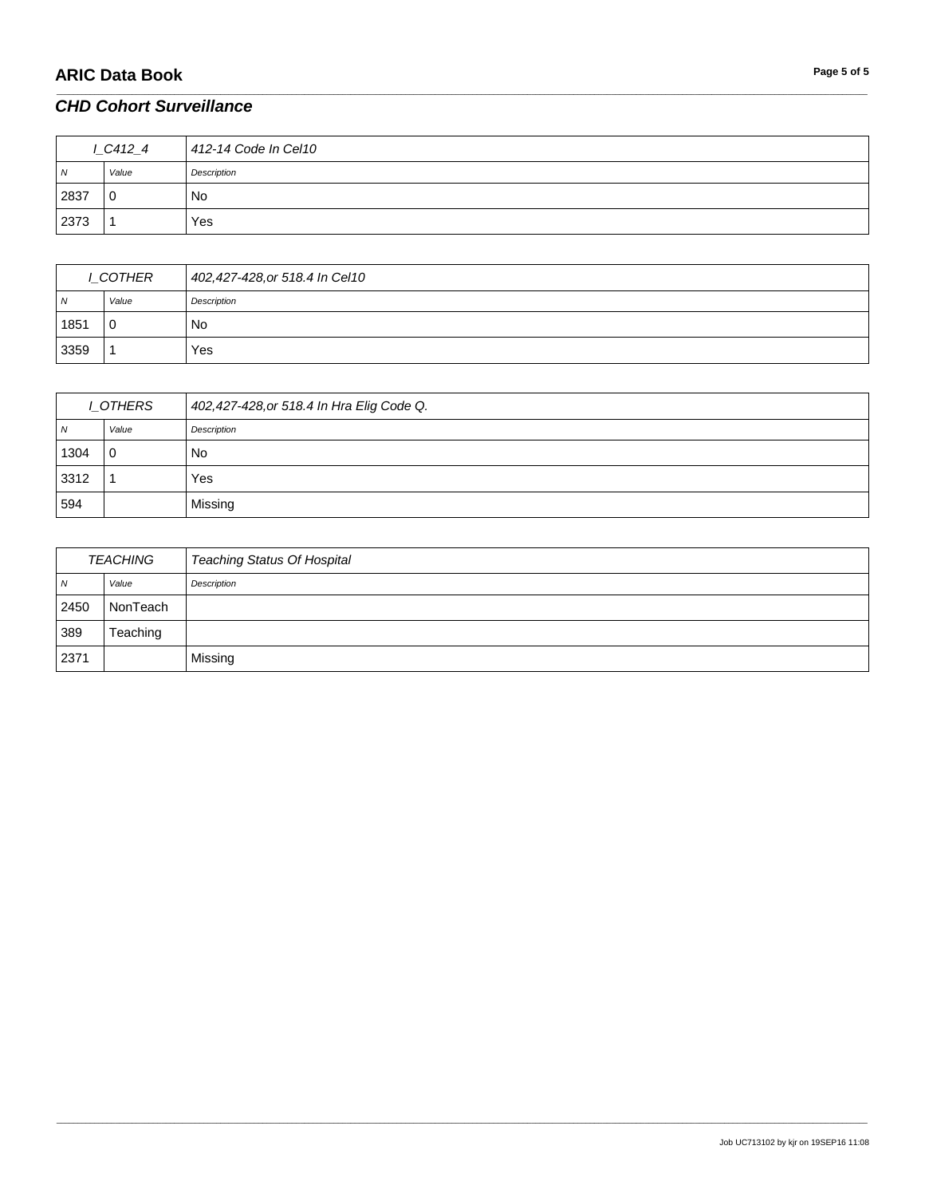## *CHD Cohort Surveillance*

| I_C412_4 | | 412-14 Code In Cel10 |
|---|---|---|
| *N* | *Value* | *Description* |
| 2837 | 0 | No |
| 2373 | 1 | Yes |

| I_COTHER | | 402,427-428,or 518.4 In Cel10 |
|---|---|---|
| *N* | *Value* | *Description* |
| 1851 | 0 | No |
| 3359 | 1 | Yes |

| I_OTHERS | | 402,427-428,or 518.4 In Hra Elig Code Q. |
|---|---|---|
| *N* | *Value* | *Description* |
| 1304 | 0 | No |
| 3312 | 1 | Yes |
| 594 | | Missing |

| TEACHING | | Teaching Status Of Hospital |
|---|---|---|
| *N* | *Value* | *Description* |
| 2450 | NonTeach | |
| 389 | Teaching | |
| 2371 | | Missing |

Job UC713102 by kjr on 19SEP16 11:08